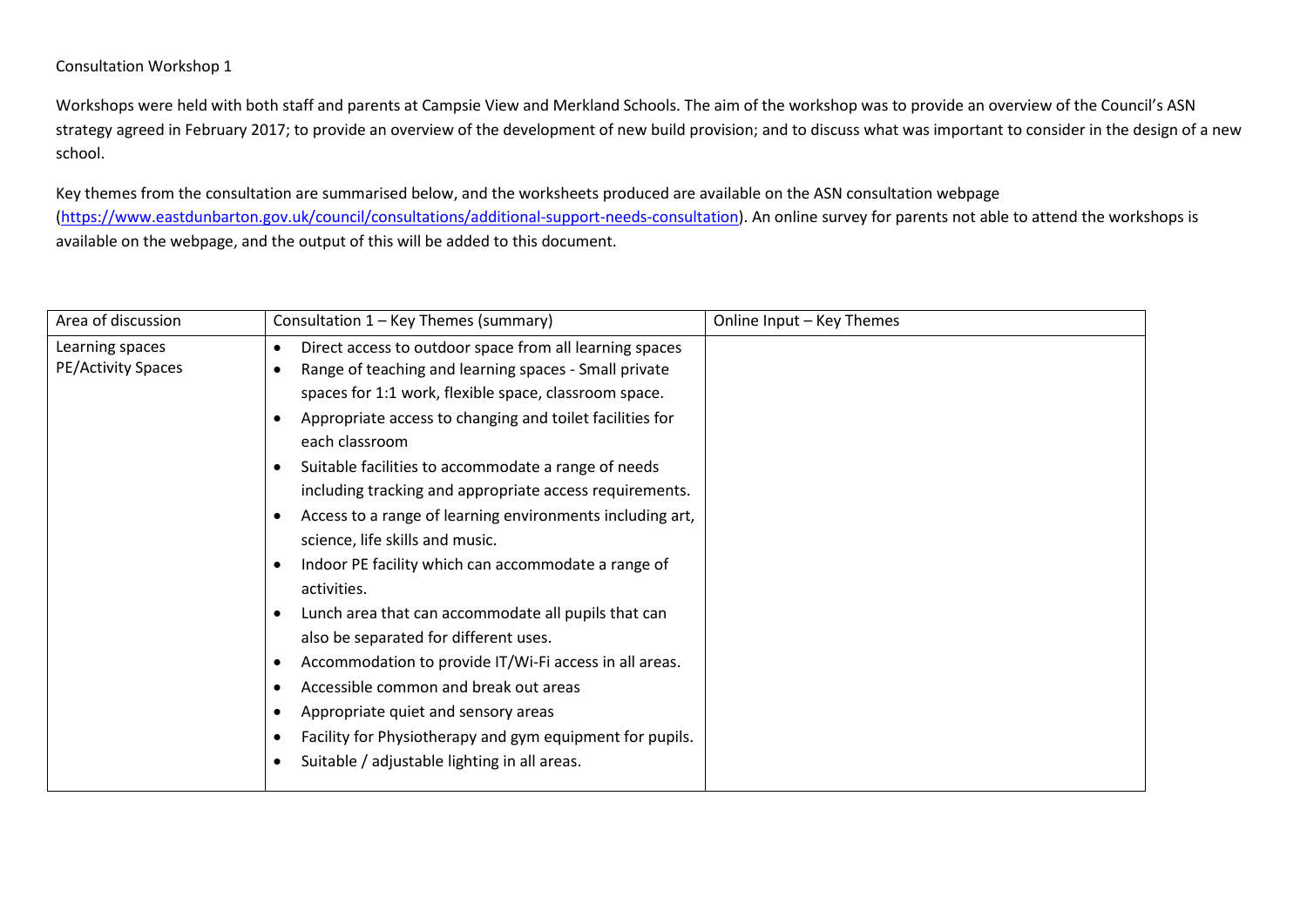Consultation Workshop 1

Workshops were held with both staff and parents at Campsie View and Merkland Schools. The aim of the workshop was to provide an overview of the Council's ASN strategy agreed in February 2017; to provide an overview of the development of new build provision; and to discuss what was important to consider in the design of a new school.

Key themes from the consultation are summarised below, and the worksheets produced are available on the ASN consultation webpage (https://www.eastdunbarton.gov.uk/council/consultations/additional-support-needs-consultation). An online survey for parents not able to attend the workshops is available on the webpage, and the output of this will be added to this document.

| Area of discussion | Consultation 1 – Key Themes (summary) | Online Input – Key Themes |
|---|---|---|
| Learning spaces<br>PE/Activity Spaces | • Direct access to outdoor space from all learning spaces<br>• Range of teaching and learning spaces - Small private spaces for 1:1 work, flexible space, classroom space.<br>• Appropriate access to changing and toilet facilities for each classroom<br>• Suitable facilities to accommodate a range of needs including tracking and appropriate access requirements.<br>• Access to a range of learning environments including art, science, life skills and music.<br>• Indoor PE facility which can accommodate a range of activities.<br>• Lunch area that can accommodate all pupils that can also be separated for different uses.<br>• Accommodation to provide IT/Wi-Fi access in all areas.<br>• Accessible common and break out areas<br>• Appropriate quiet and sensory areas<br>• Facility for Physiotherapy and gym equipment for pupils.<br>• Suitable / adjustable lighting in all areas. | |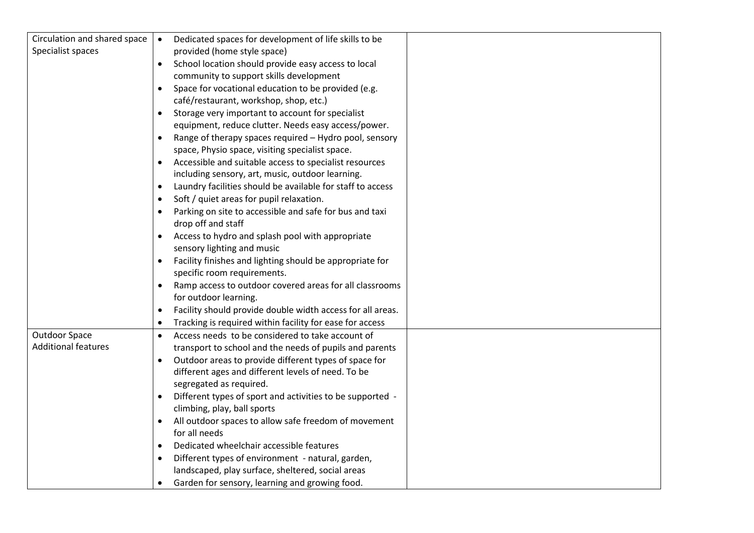| | | |
|---|---|---|
| Circulation and shared space<br>Specialist spaces | • Dedicated spaces for development of life skills to be provided (home style space)<br>• School location should provide easy access to local community to support skills development<br>• Space for vocational education to be provided (e.g. café/restaurant, workshop, shop, etc.)<br>• Storage very important to account for specialist equipment, reduce clutter. Needs easy access/power.<br>• Range of therapy spaces required – Hydro pool, sensory space, Physio space, visiting specialist space.<br>• Accessible and suitable access to specialist resources including sensory, art, music, outdoor learning.<br>• Laundry facilities should be available for staff to access<br>• Soft / quiet areas for pupil relaxation.<br>• Parking on site to accessible and safe for bus and taxi drop off and staff<br>• Access to hydro and splash pool with appropriate sensory lighting and music<br>• Facility finishes and lighting should be appropriate for specific room requirements.<br>• Ramp access to outdoor covered areas for all classrooms for outdoor learning.<br>• Facility should provide double width access for all areas.<br>• Tracking is required within facility for ease for access | |
| Outdoor Space<br>Additional features | • Access needs to be considered to take account of transport to school and the needs of pupils and parents<br>• Outdoor areas to provide different types of space for different ages and different levels of need. To be segregated as required.<br>• Different types of sport and activities to be supported - climbing, play, ball sports<br>• All outdoor spaces to allow safe freedom of movement for all needs<br>• Dedicated wheelchair accessible features<br>• Different types of environment - natural, garden, landscaped, play surface, sheltered, social areas<br>• Garden for sensory, learning and growing food. | |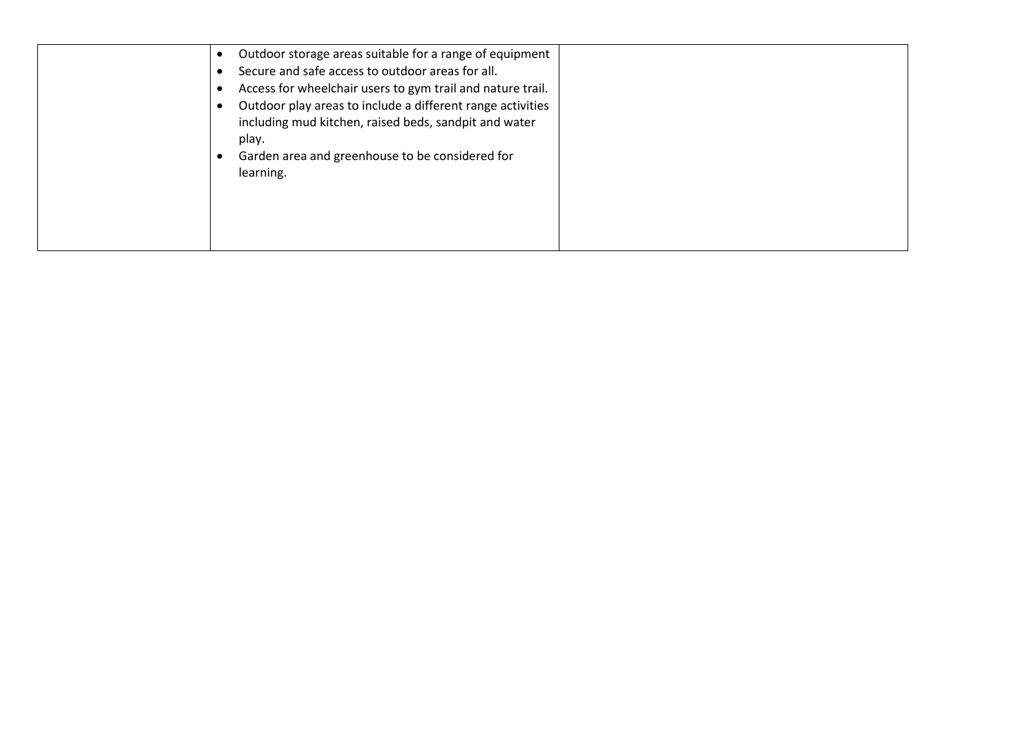| | | |
|---|---|---|
| | • Outdoor storage areas suitable for a range of equipment<br>• Secure and safe access to outdoor areas for all.<br>• Access for wheelchair users to gym trail and nature trail.<br>• Outdoor play areas to include a different range activities including mud kitchen, raised beds, sandpit and water play.<br>• Garden area and greenhouse to be considered for learning. | |